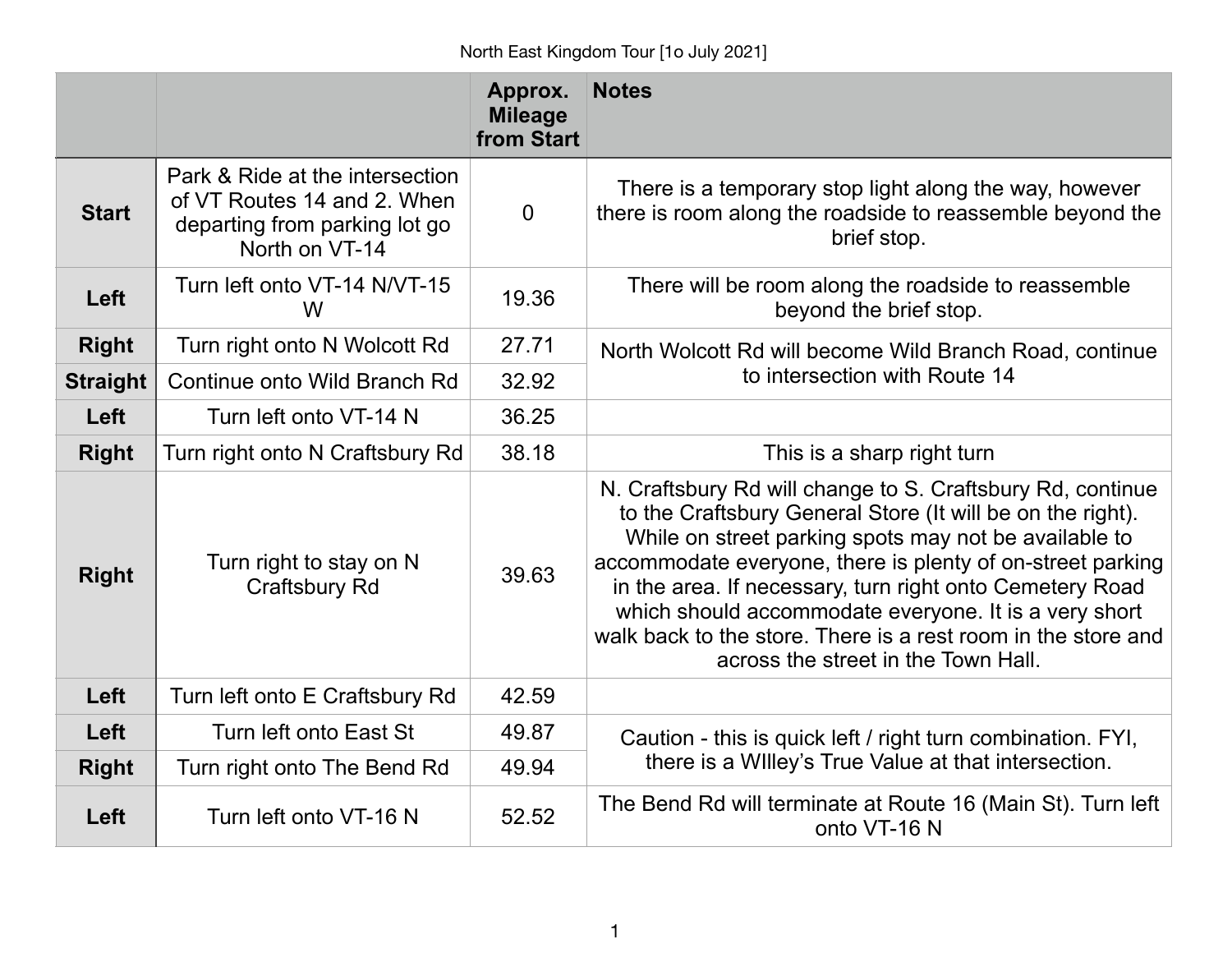North East Kingdom Tour [1o July 2021]

| | | Approx. Mileage from Start | Notes |
|---|---|---|---|
| **Start** | Park & Ride at the intersection of VT Routes 14 and 2. When departing from parking lot go North on VT-14 | 0 | There is a temporary stop light along the way, however there is room along the roadside to reassemble beyond the brief stop. |
| **Left** | Turn left onto VT-14 N/VT-15 W | 19.36 | There will be room along the roadside to reassemble beyond the brief stop. |
| **Right** | Turn right onto N Wolcott Rd | 27.71 | North Wolcott Rd will become Wild Branch Road, continue to intersection with Route 14 |
| **Straight** | Continue onto Wild Branch Rd | 32.92 | |
| **Left** | Turn left onto VT-14 N | 36.25 | |
| **Right** | Turn right onto N Craftsbury Rd | 38.18 | This is a sharp right turn |
| **Right** | Turn right to stay on N Craftsbury Rd | 39.63 | N. Craftsbury Rd will change to S. Craftsbury Rd, continue to the Craftsbury General Store (It will be on the right). While on street parking spots may not be available to accommodate everyone, there is plenty of on-street parking in the area. If necessary, turn right onto Cemetery Road which should accommodate everyone. It is a very short walk back to the store. There is a rest room in the store and across the street in the Town Hall. |
| **Left** | Turn left onto E Craftsbury Rd | 42.59 | |
| **Left** | Turn left onto East St | 49.87 | Caution - this is quick left / right turn combination. FYI, there is a WIlley's True Value at that intersection. |
| **Right** | Turn right onto The Bend Rd | 49.94 | |
| **Left** | Turn left onto VT-16 N | 52.52 | The Bend Rd will terminate at Route 16 (Main St). Turn left onto VT-16 N |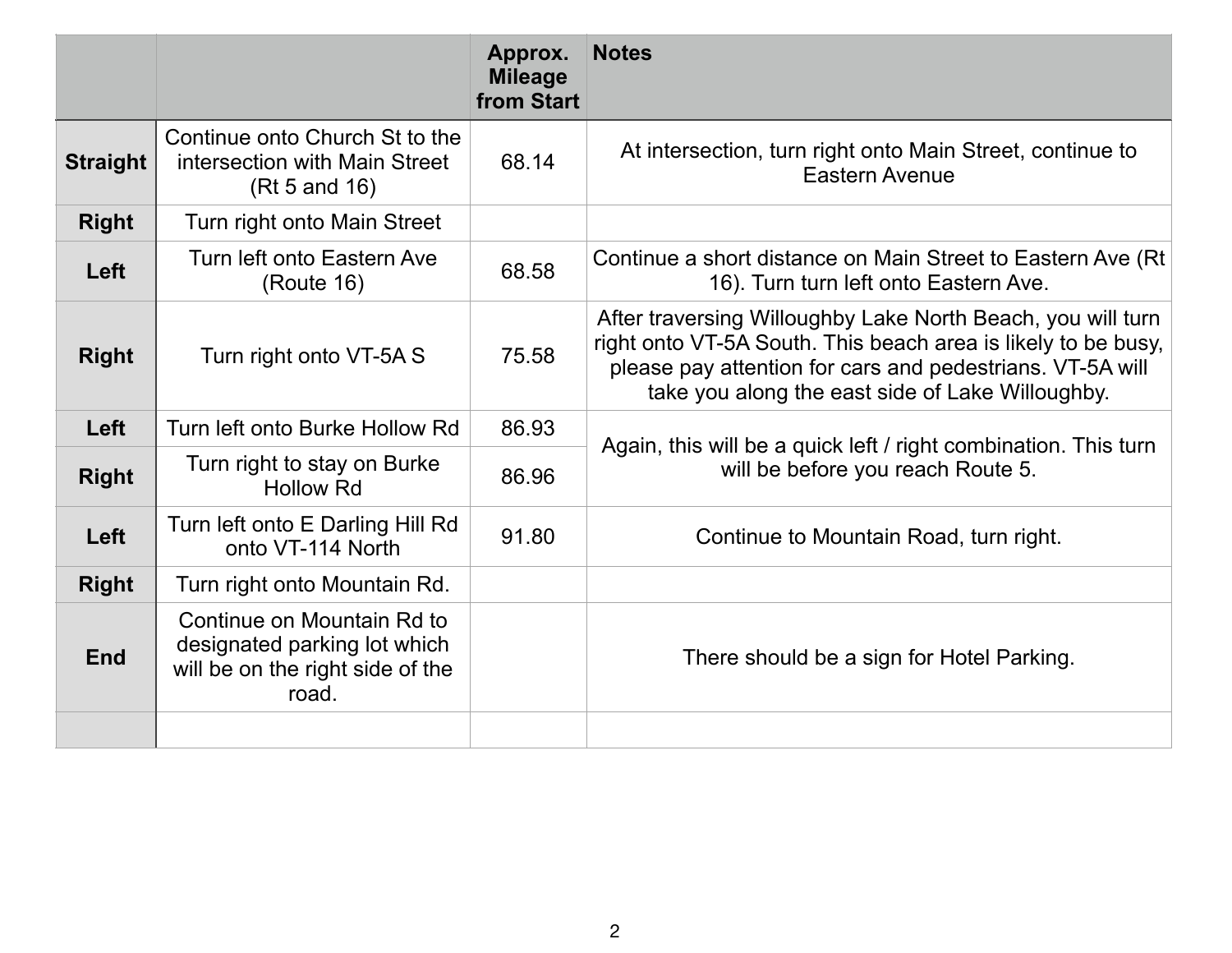| | | Approx. Mileage from Start | Notes |
|---|---|---|---|
| **Straight** | Continue onto Church St to the intersection with Main Street (Rt 5 and 16) | 68.14 | At intersection, turn right onto Main Street, continue to Eastern Avenue |
| **Right** | Turn right onto Main Street | | |
| **Left** | Turn left onto Eastern Ave (Route 16) | 68.58 | Continue a short distance on Main Street to Eastern Ave (Rt 16). Turn turn left onto Eastern Ave. |
| **Right** | Turn right onto VT-5A S | 75.58 | After traversing Willoughby Lake North Beach, you will turn right onto VT-5A South. This beach area is likely to be busy, please pay attention for cars and pedestrians. VT-5A will take you along the east side of Lake Willoughby. |
| **Left** | Turn left onto Burke Hollow Rd | 86.93 | Again, this will be a quick left / right combination. This turn will be before you reach Route 5. |
| **Right** | Turn right to stay on Burke Hollow Rd | 86.96 | |
| **Left** | Turn left onto E Darling Hill Rd onto VT-114 North | 91.80 | Continue to Mountain Road, turn right. |
| **Right** | Turn right onto Mountain Rd. | | |
| **End** | Continue on Mountain Rd to designated parking lot which will be on the right side of the road. | | There should be a sign for Hotel Parking. |
| | | | |